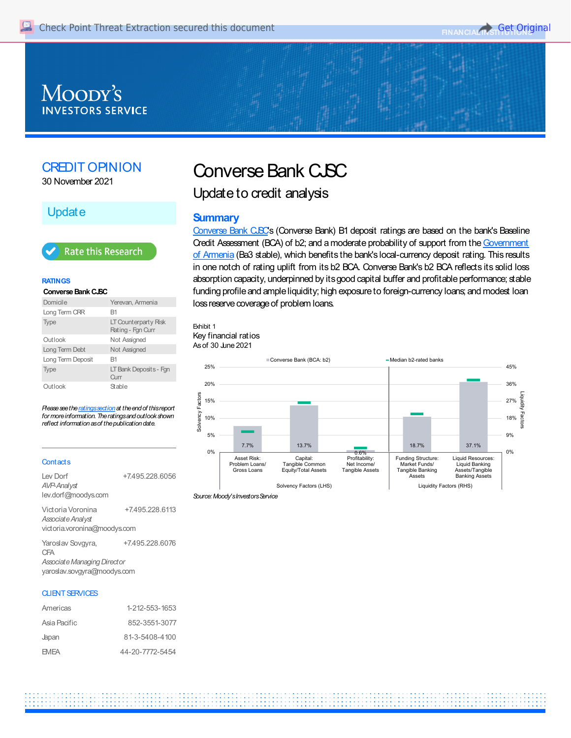CREDIT OPINION

30 November 2021

Update

Rate this Research

**RATINGS**

**Converse Bank CJSC**

| | |
|---|---|
| Domicile | Yerevan, Armenia |
| Long Term CRR | B1 |
| Type | LT Counterparty Risk Rating - Fgn Curr |
| Outlook | Not Assigned |
| Long Term Debt | Not Assigned |
| Long Term Deposit | B1 |
| Type | LT Bank Deposits - Fgn Curr |
| Outlook | Stable |

*Please see the ratings section at the end of this report for more information. The ratings and outlook shown reflect information as of the publication date.*

**Contacts**

Lev Dorf +7.495.228.6056
*AVP-Analyst*
lev.dorf@moodys.com

Victoria Voronina +7.495.228.6113
*Associate Analyst*
victoria.voronina@moodys.com

Yaroslav Sovgyra, CFA +7.495.228.6076
*Associate Managing Director*
yaroslav.sovgyra@moodys.com

**CLIENT SERVICES**

| | |
|---|---|
| Americas | 1-212-553-1653 |
| Asia Pacific | 852-3551-3077 |
| Japan | 81-3-5408-4100 |
| EMEA | 44-20-7772-5454 |

# Converse Bank CJSC

## Update to credit analysis

## Summary

Converse Bank CJSC's (Converse Bank) B1 deposit ratings are based on the bank's Baseline Credit Assessment (BCA) of b2; and a moderate probability of support from the Government of Armenia (Ba3 stable), which benefits the bank's local-currency deposit rating. This results in one notch of rating uplift from its b2 BCA. Converse Bank's b2 BCA reflects its solid loss absorption capacity, underpinned by its good capital buffer and profitable performance; stable funding profile and ample liquidity; high exposure to foreign-currency loans; and modest loan loss reserve coverage of problem loans.

Exhibit 1

Key financial ratios

As of 30 June 2021

| | Asset Risk: Problem Loans/ Gross Loans | Capital: Tangible Common Equity/Total Assets | Profitability: Net Income/ Tangible Assets | Funding Structure: Market Funds/ Tangible Banking Assets | Liquid Resources: Liquid Banking Assets/Tangible Banking Assets |
|---|---|---|---|---|---|
| Converse Bank (BCA: b2) | 7.7% | 13.7% | 0.6% | 18.7% | 37.1% |

Solvency Factors (LHS): Asset Risk, Capital, Profitability; Liquidity Factors (RHS): Funding Structure, Liquid Resources. Median b2-rated banks shown as markers.

*Source: Moody's Investors Service*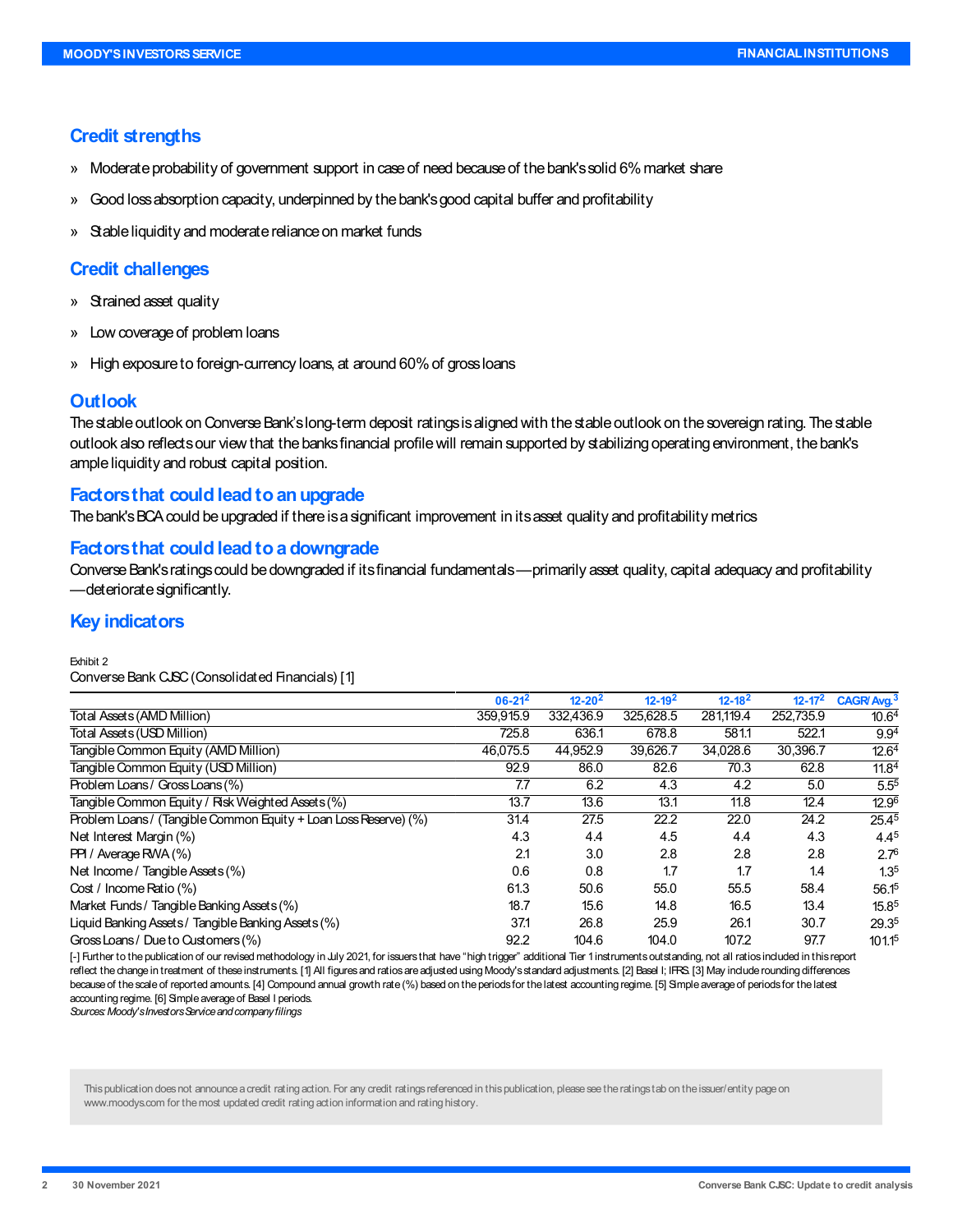## Credit strengths

» Moderate probability of government support in case of need because of the bank's solid 6% market share

» Good loss absorption capacity, underpinned by the bank's good capital buffer and profitability

» Stable liquidity and moderate reliance on market funds

## Credit challenges

» Strained asset quality

» Low coverage of problem loans

» High exposure to foreign-currency loans, at around 60% of gross loans

## Outlook

The stable outlook on Converse Bank's long-term deposit ratings is aligned with the stable outlook on the sovereign rating. The stable outlook also reflects our view that the banks financial profile will remain supported by stabilizing operating environment, the bank's ample liquidity and robust capital position.

## Factors that could lead to an upgrade

The bank's BCA could be upgraded if there is a significant improvement in its asset quality and profitability metrics

## Factors that could lead to a downgrade

Converse Bank's ratings could be downgraded if its financial fundamentals—primarily asset quality, capital adequacy and profitability—deteriorate significantly.

## Key indicators

Exhibit 2

Converse Bank CJSC (Consolidated Financials) [1]

| | 06-21[2] | 12-20[2] | 12-19[2] | 12-18[2] | 12-17[2] | CAGR/Avg.[3] |
|---|---|---|---|---|---|---|
| Total Assets (AMD Million) | 359,915.9 | 332,436.9 | 325,628.5 | 281,119.4 | 252,735.9 | 10.6[4] |
| Total Assets (USD Million) | 725.8 | 636.1 | 678.8 | 581.1 | 522.1 | 9.9[4] |
| Tangible Common Equity (AMD Million) | 46,075.5 | 44,952.9 | 39,626.7 | 34,028.6 | 30,396.7 | 12.6[4] |
| Tangible Common Equity (USD Million) | 92.9 | 86.0 | 82.6 | 70.3 | 62.8 | 11.8[4] |
| Problem Loans / Gross Loans (%) | 7.7 | 6.2 | 4.3 | 4.2 | 5.0 | 5.5[5] |
| Tangible Common Equity / Risk Weighted Assets (%) | 13.7 | 13.6 | 13.1 | 11.8 | 12.4 | 12.9[6] |
| Problem Loans / (Tangible Common Equity + Loan Loss Reserve) (%) | 31.4 | 27.5 | 22.2 | 22.0 | 24.2 | 25.4[5] |
| Net Interest Margin (%) | 4.3 | 4.4 | 4.5 | 4.4 | 4.3 | 4.4[5] |
| PPI / Average RWA (%) | 2.1 | 3.0 | 2.8 | 2.8 | 2.8 | 2.7[6] |
| Net Income / Tangible Assets (%) | 0.6 | 0.8 | 1.7 | 1.7 | 1.4 | 1.3[5] |
| Cost / Income Ratio (%) | 61.3 | 50.6 | 55.0 | 55.5 | 58.4 | 56.1[5] |
| Market Funds / Tangible Banking Assets (%) | 18.7 | 15.6 | 14.8 | 16.5 | 13.4 | 15.8[5] |
| Liquid Banking Assets / Tangible Banking Assets (%) | 37.1 | 26.8 | 25.9 | 26.1 | 30.7 | 29.3[5] |
| Gross Loans / Due to Customers (%) | 92.2 | 104.6 | 104.0 | 107.2 | 97.7 | 101.1[5] |

[-] Further to the publication of our revised methodology in July 2021, for issuers that have "high trigger" additional Tier 1 instruments outstanding, not all ratios included in this report reflect the change in treatment of these instruments. [1] All figures and ratios are adjusted using Moody's standard adjustments. [2] Basel I; IFRS. [3] May include rounding differences because of the scale of reported amounts. [4] Compound annual growth rate (%) based on the periods for the latest accounting regime. [5] Simple average of periods for the latest accounting regime. [6] Simple average of Basel I periods.

*Sources: Moody's Investors Service and company filings*

This publication does not announce a credit rating action. For any credit ratings referenced in this publication, please see the ratings tab on the issuer/entity page on www.moodys.com for the most updated credit rating action information and rating history.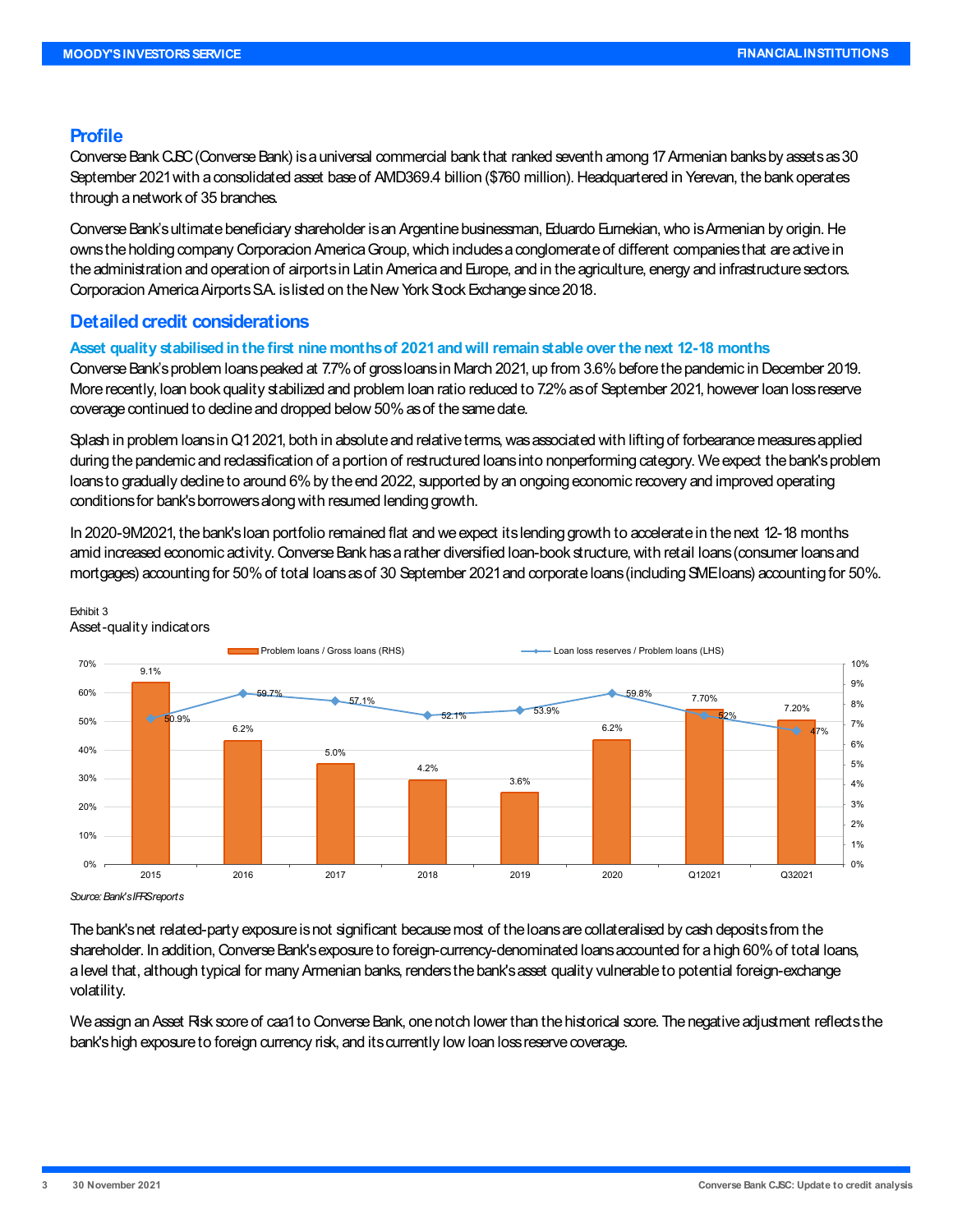## Profile

Converse Bank CJSC (Converse Bank) is a universal commercial bank that ranked seventh among 17 Armenian banks by assets as 30 September 2021 with a consolidated asset base of AMD369.4 billion ($760 million). Headquartered in Yerevan, the bank operates through a network of 35 branches.

Converse Bank's ultimate beneficiary shareholder is an Argentine businessman, Eduardo Eurnekian, who is Armenian by origin. He owns the holding company Corporacion America Group, which includes a conglomerate of different companies that are active in the administration and operation of airports in Latin America and Europe, and in the agriculture, energy and infrastructure sectors. Corporacion America Airports S.A. is listed on the New York Stock Exchange since 2018.

## Detailed credit considerations

### Asset quality stabilised in the first nine months of 2021 and will remain stable over the next 12-18 months

Converse Bank's problem loans peaked at 7.7% of gross loans in March 2021, up from 3.6% before the pandemic in December 2019. More recently, loan book quality stabilized and problem loan ratio reduced to 7.2% as of September 2021, however loan loss reserve coverage continued to decline and dropped below 50% as of the same date.

Splash in problem loans in Q1 2021, both in absolute and relative terms, was associated with lifting of forbearance measures applied during the pandemic and reclassification of a portion of restructured loans into nonperforming category. We expect the bank's problem loans to gradually decline to around 6% by the end 2022, supported by an ongoing economic recovery and improved operating conditions for bank's borrowers along with resumed lending growth.

In 2020-9M2021, the bank's loan portfolio remained flat and we expect its lending growth to accelerate in the next 12-18 months amid increased economic activity. Converse Bank has a rather diversified loan-book structure, with retail loans (consumer loans and mortgages) accounting for 50% of total loans as of 30 September 2021 and corporate loans (including SME loans) accounting for 50%.

Exhibit 3
Asset-quality indicators

| | 2015 | 2016 | 2017 | 2018 | 2019 | 2020 | Q12021 | Q32021 |
|---|---|---|---|---|---|---|---|---|
| Problem loans / Gross loans (RHS) | 9.1% | 6.2% | 5.0% | 4.2% | 3.6% | 6.2% | 7.70% | 7.20% |
| Loan loss reserves / Problem loans (LHS) | 50.9% | 59.7% | 57.1% | 52.1% | 53.9% | 59.8% | 52% | 47% |

*Source: Bank's IFRS reports*

The bank's net related-party exposure is not significant because most of the loans are collateralised by cash deposits from the shareholder. In addition, Converse Bank's exposure to foreign-currency-denominated loans accounted for a high 60% of total loans, a level that, although typical for many Armenian banks, renders the bank's asset quality vulnerable to potential foreign-exchange volatility.

We assign an Asset Risk score of caa1 to Converse Bank, one notch lower than the historical score. The negative adjustment reflects the bank's high exposure to foreign currency risk, and its currently low loan loss reserve coverage.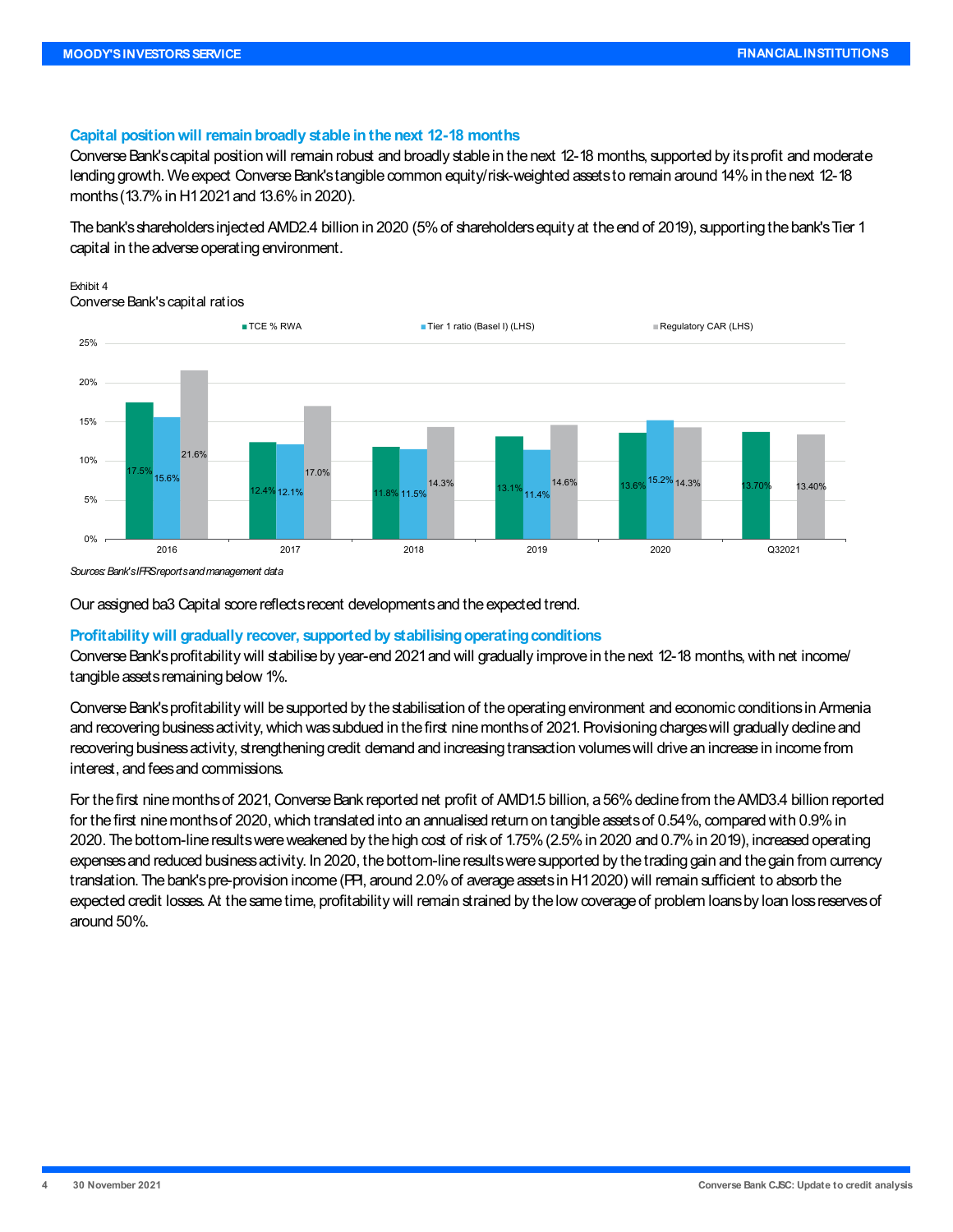### Capital position will remain broadly stable in the next 12-18 months

Converse Bank's capital position will remain robust and broadly stable in the next 12-18 months, supported by its profit and moderate lending growth. We expect Converse Bank's tangible common equity/risk-weighted assets to remain around 14% in the next 12-18 months (13.7% in H1 2021 and 13.6% in 2020).

The bank's shareholders injected AMD2.4 billion in 2020 (5% of shareholders equity at the end of 2019), supporting the bank's Tier 1 capital in the adverse operating environment.

Exhibit 4
Converse Bank's capital ratios

| | TCE % RWA | Tier 1 ratio (Basel I) (LHS) | Regulatory CAR (LHS) |
|---|---|---|---|
| 2016 | 17.5% | 15.6% | 21.6% |
| 2017 | 12.4% | 12.1% | 17.0% |
| 2018 | 11.8% | 11.5% | 14.3% |
| 2019 | 13.1% | 11.4% | 14.6% |
| 2020 | 13.6% | 15.2% | 14.3% |
| Q32021 | 13.70% | | 13.40% |

*Sources: Bank's IFRS reports and management data*

Our assigned ba3 Capital score reflects recent developments and the expected trend.

### Profitability will gradually recover, supported by stabilising operating conditions

Converse Bank's profitability will stabilise by year-end 2021 and will gradually improve in the next 12-18 months, with net income/ tangible assets remaining below 1%.

Converse Bank's profitability will be supported by the stabilisation of the operating environment and economic conditions in Armenia and recovering business activity, which was subdued in the first nine months of 2021. Provisioning charges will gradually decline and recovering business activity, strengthening credit demand and increasing transaction volumes will drive an increase in income from interest, and fees and commissions.

For the first nine months of 2021, Converse Bank reported net profit of AMD1.5 billion, a 56% decline from the AMD3.4 billion reported for the first nine months of 2020, which translated into an annualised return on tangible assets of 0.54%, compared with 0.9% in 2020. The bottom-line results were weakened by the high cost of risk of 1.75% (2.5% in 2020 and 0.7% in 2019), increased operating expenses and reduced business activity. In 2020, the bottom-line results were supported by the trading gain and the gain from currency translation. The bank's pre-provision income (PPI, around 2.0% of average assets in H1 2020) will remain sufficient to absorb the expected credit losses. At the same time, profitability will remain strained by the low coverage of problem loans by loan loss reserves of around 50%.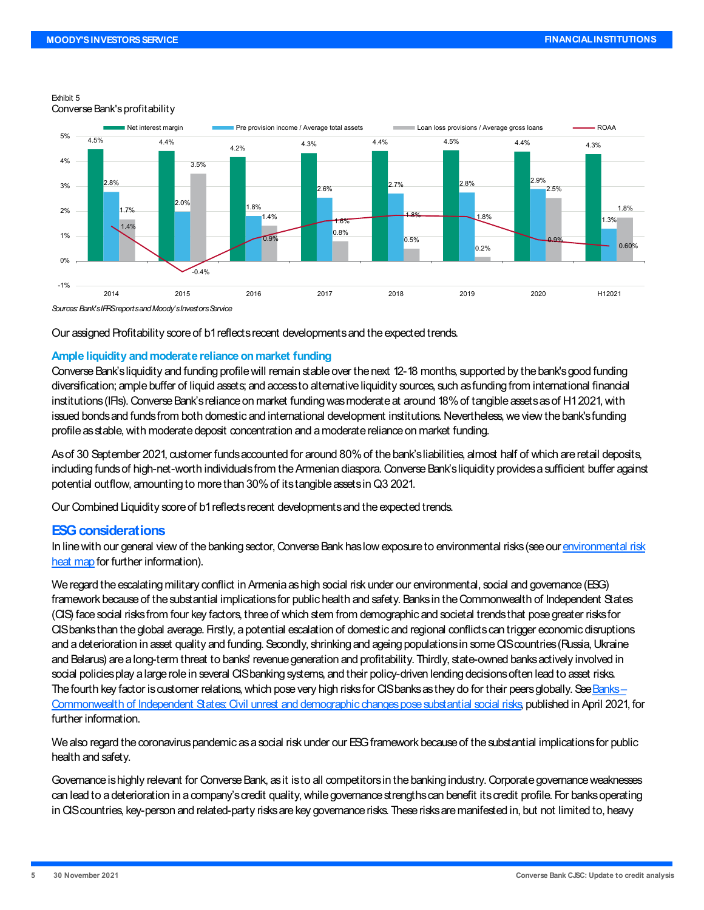Exhibit 5
Converse Bank's profitability

| | 2014 | 2015 | 2016 | 2017 | 2018 | 2019 | 2020 | H12021 |
|---|---|---|---|---|---|---|---|---|
| Net interest margin | 4.5% | 4.4% | 4.2% | 4.3% | 4.4% | 4.5% | 4.4% | 4.3% |
| Pre provision income / Average total assets | 2.8% | 2.0% | 1.8% | 2.6% | 2.7% | 2.8% | 2.9% | 1.3% |
| Loan loss provisions / Average gross loans | 1.7% | 3.5% | 1.4% | 0.8% | 0.5% | 0.2% | 2.5% | 1.8% |
| ROAA | 1.4% | -0.4% | 0.9% | 1.6% | 1.8% | 1.8% | 0.9% | 0.60% |

*Sources: Bank's IFRS reports and Moody's Investors Service*

Our assigned Profitability score of b1 reflects recent developments and the expected trends.

### Ample liquidity and moderate reliance on market funding

Converse Bank's liquidity and funding profile will remain stable over the next 12-18 months, supported by the bank's good funding diversification; ample buffer of liquid assets; and access to alternative liquidity sources, such as funding from international financial institutions (IFIs). Converse Bank's reliance on market funding was moderate at around 18% of tangible assets as of H1 2021, with issued bonds and funds from both domestic and international development institutions. Nevertheless, we view the bank's funding profile as stable, with moderate deposit concentration and a moderate reliance on market funding.

As of 30 September 2021, customer funds accounted for around 80% of the bank's liabilities, almost half of which are retail deposits, including funds of high-net-worth individuals from the Armenian diaspora. Converse Bank's liquidity provides a sufficient buffer against potential outflow, amounting to more than 30% of its tangible assets in Q3 2021.

Our Combined Liquidity score of b1 reflects recent developments and the expected trends.

## ESG considerations

In line with our general view of the banking sector, Converse Bank has low exposure to environmental risks (see our environmental risk heat map for further information).

We regard the escalating military conflict in Armenia as high social risk under our environmental, social and governance (ESG) framework because of the substantial implications for public health and safety. Banks in the Commonwealth of Independent States (CIS) face social risks from four key factors, three of which stem from demographic and societal trends that pose greater risks for CIS banks than the global average. Firstly, a potential escalation of domestic and regional conflicts can trigger economic disruptions and a deterioration in asset quality and funding. Secondly, shrinking and ageing populations in some CIS countries (Russia, Ukraine and Belarus) are a long-term threat to banks' revenue generation and profitability. Thirdly, state-owned banks actively involved in social policies play a large role in several CIS banking systems, and their policy-driven lending decisions often lead to asset risks. The fourth key factor is customer relations, which pose very high risks for CIS banks as they do for their peers globally. See Banks – Commonwealth of Independent States: Civil unrest and demographic changes pose substantial social risks, published in April 2021, for further information.

We also regard the coronavirus pandemic as a social risk under our ESG framework because of the substantial implications for public health and safety.

Governance is highly relevant for Converse Bank, as it is to all competitors in the banking industry. Corporate governance weaknesses can lead to a deterioration in a company's credit quality, while governance strengths can benefit its credit profile. For banks operating in CIS countries, key-person and related-party risks are key governance risks. These risks are manifested in, but not limited to, heavy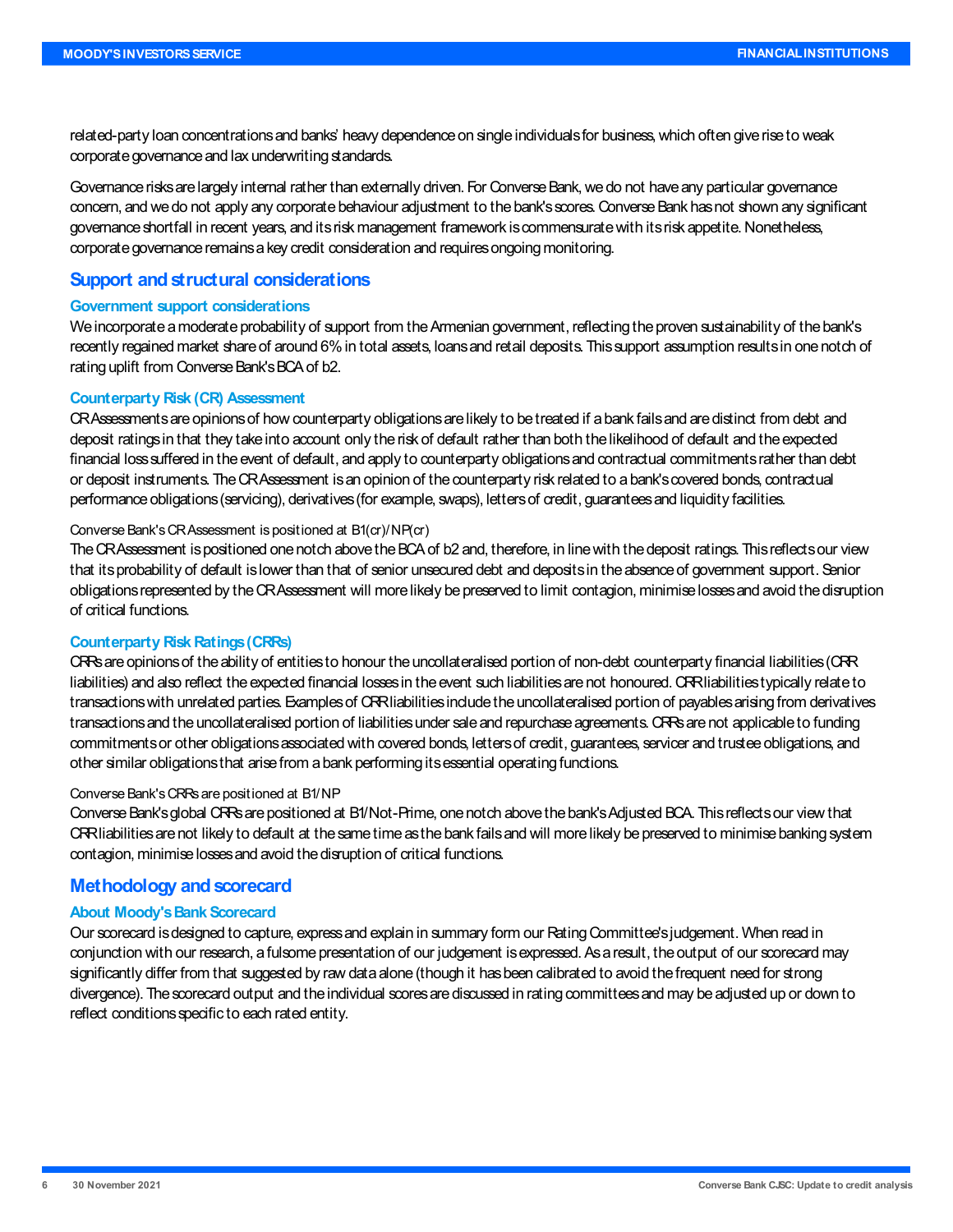related-party loan concentrations and banks' heavy dependence on single individuals for business, which often give rise to weak corporate governance and lax underwriting standards.

Governance risks are largely internal rather than externally driven. For Converse Bank, we do not have any particular governance concern, and we do not apply any corporate behaviour adjustment to the bank's scores. Converse Bank has not shown any significant governance shortfall in recent years, and its risk management framework is commensurate with its risk appetite. Nonetheless, corporate governance remains a key credit consideration and requires ongoing monitoring.

## Support and structural considerations

### Government support considerations

We incorporate a moderate probability of support from the Armenian government, reflecting the proven sustainability of the bank's recently regained market share of around 6% in total assets, loans and retail deposits. This support assumption results in one notch of rating uplift from Converse Bank's BCA of b2.

### Counterparty Risk (CR) Assessment

CR Assessments are opinions of how counterparty obligations are likely to be treated if a bank fails and are distinct from debt and deposit ratings in that they take into account only the risk of default rather than both the likelihood of default and the expected financial loss suffered in the event of default, and apply to counterparty obligations and contractual commitments rather than debt or deposit instruments. The CR Assessment is an opinion of the counterparty risk related to a bank's covered bonds, contractual performance obligations (servicing), derivatives (for example, swaps), letters of credit, guarantees and liquidity facilities.

#### Converse Bank's CR Assessment is positioned at B1(cr)/NP(cr)

The CR Assessment is positioned one notch above the BCA of b2 and, therefore, in line with the deposit ratings. This reflects our view that its probability of default is lower than that of senior unsecured debt and deposits in the absence of government support. Senior obligations represented by the CR Assessment will more likely be preserved to limit contagion, minimise losses and avoid the disruption of critical functions.

### Counterparty Risk Ratings (CRRs)

CRRs are opinions of the ability of entities to honour the uncollateralised portion of non-debt counterparty financial liabilities (CRR liabilities) and also reflect the expected financial losses in the event such liabilities are not honoured. CRR liabilities typically relate to transactions with unrelated parties. Examples of CRR liabilities include the uncollateralised portion of payables arising from derivatives transactions and the uncollateralised portion of liabilities under sale and repurchase agreements. CRRs are not applicable to funding commitments or other obligations associated with covered bonds, letters of credit, guarantees, servicer and trustee obligations, and other similar obligations that arise from a bank performing its essential operating functions.

#### Converse Bank's CRRs are positioned at B1/NP

Converse Bank's global CRRs are positioned at B1/Not-Prime, one notch above the bank's Adjusted BCA. This reflects our view that CRR liabilities are not likely to default at the same time as the bank fails and will more likely be preserved to minimise banking system contagion, minimise losses and avoid the disruption of critical functions.

## Methodology and scorecard

### About Moody's Bank Scorecard

Our scorecard is designed to capture, express and explain in summary form our Rating Committee's judgement. When read in conjunction with our research, a fulsome presentation of our judgement is expressed. As a result, the output of our scorecard may significantly differ from that suggested by raw data alone (though it has been calibrated to avoid the frequent need for strong divergence). The scorecard output and the individual scores are discussed in rating committees and may be adjusted up or down to reflect conditions specific to each rated entity.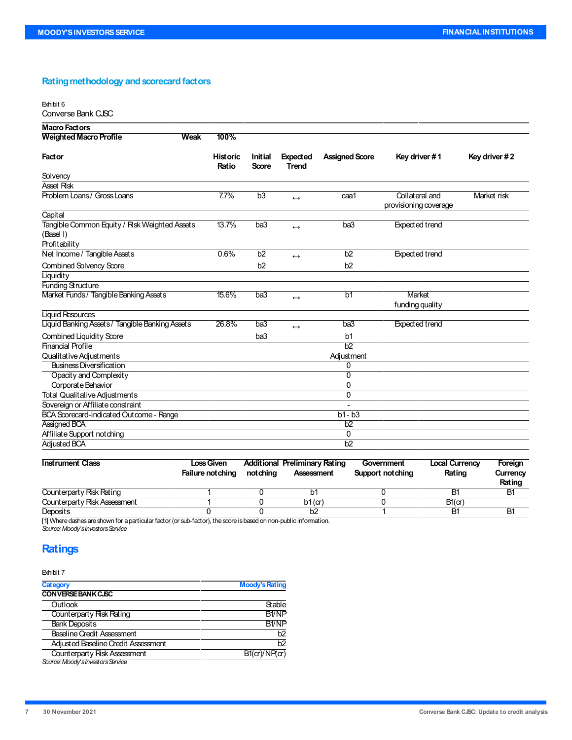## Rating methodology and scorecard factors

Exhibit 6

Converse Bank CJSC

| **Macro Factors** | | | | | | | |
|---|---|---|---|---|---|---|---|
| **Weighted Macro Profile** | **Weak** | **100%** | | | | | |
| **Factor** | | **Historic Ratio** | **Initial Score** | **Expected Trend** | **Assigned Score** | **Key driver # 1** | **Key driver # 2** |
| Solvency | | | | | | | |
| Asset Risk | | | | | | | |
| Problem Loans / Gross Loans | | 7.7% | b3 | ↔ | caa1 | Collateral and provisioning coverage | Market risk |
| Capital | | | | | | | |
| Tangible Common Equity / Risk Weighted Assets (Basel I) | | 13.7% | ba3 | ↔ | ba3 | Expected trend | |
| Profitability | | | | | | | |
| Net Income / Tangible Assets | | 0.6% | b2 | ↔ | b2 | Expected trend | |
| Combined Solvency Score | | | b2 | | b2 | | |
| Liquidity | | | | | | | |
| Funding Structure | | | | | | | |
| Market Funds / Tangible Banking Assets | | 15.6% | ba3 | ↔ | b1 | Market funding quality | |
| Liquid Resources | | | | | | | |
| Liquid Banking Assets / Tangible Banking Assets | | 26.8% | ba3 | ↔ | ba3 | Expected trend | |
| Combined Liquidity Score | | | ba3 | | b1 | | |
| Financial Profile | | | | | b2 | | |
| Qualitative Adjustments | | | | | Adjustment | | |
| Business Diversification | | | | | 0 | | |
| Opacity and Complexity | | | | | 0 | | |
| Corporate Behavior | | | | | 0 | | |
| Total Qualitative Adjustments | | | | | 0 | | |
| Sovereign or Affiliate constraint | | | | | - | | |
| BCA Scorecard-indicated Outcome - Range | | | | | b1 - b3 | | |
| Assigned BCA | | | | | b2 | | |
| Affiliate Support notching | | | | | 0 | | |
| Adjusted BCA | | | | | b2 | | |

| **Instrument Class** | **Loss Given Failure notching** | **Additional notching** | **Preliminary Rating Assessment** | **Government Support notching** | **Local Currency Rating** | **Foreign Currency Rating** |
|---|---|---|---|---|---|---|
| Counterparty Risk Rating | 1 | 0 | b1 | 0 | B1 | B1 |
| Counterparty Risk Assessment | 1 | 0 | b1 (cr) | 0 | B1(cr) | |
| Deposits | 0 | 0 | b2 | 1 | B1 | B1 |

[1] Where dashes are shown for a particular factor (or sub-factor), the score is based on non-public information.
*Source: Moody's Investors Service*

## Ratings

Exhibit 7

| Category | Moody's Rating |
|---|---|
| **CONVERSE BANK CJSC** | |
| Outlook | Stable |
| Counterparty Risk Rating | B1/NP |
| Bank Deposits | B1/NP |
| Baseline Credit Assessment | b2 |
| Adjusted Baseline Credit Assessment | b2 |
| Counterparty Risk Assessment | B1(cr)/NP(cr) |

*Source: Moody's Investors Service*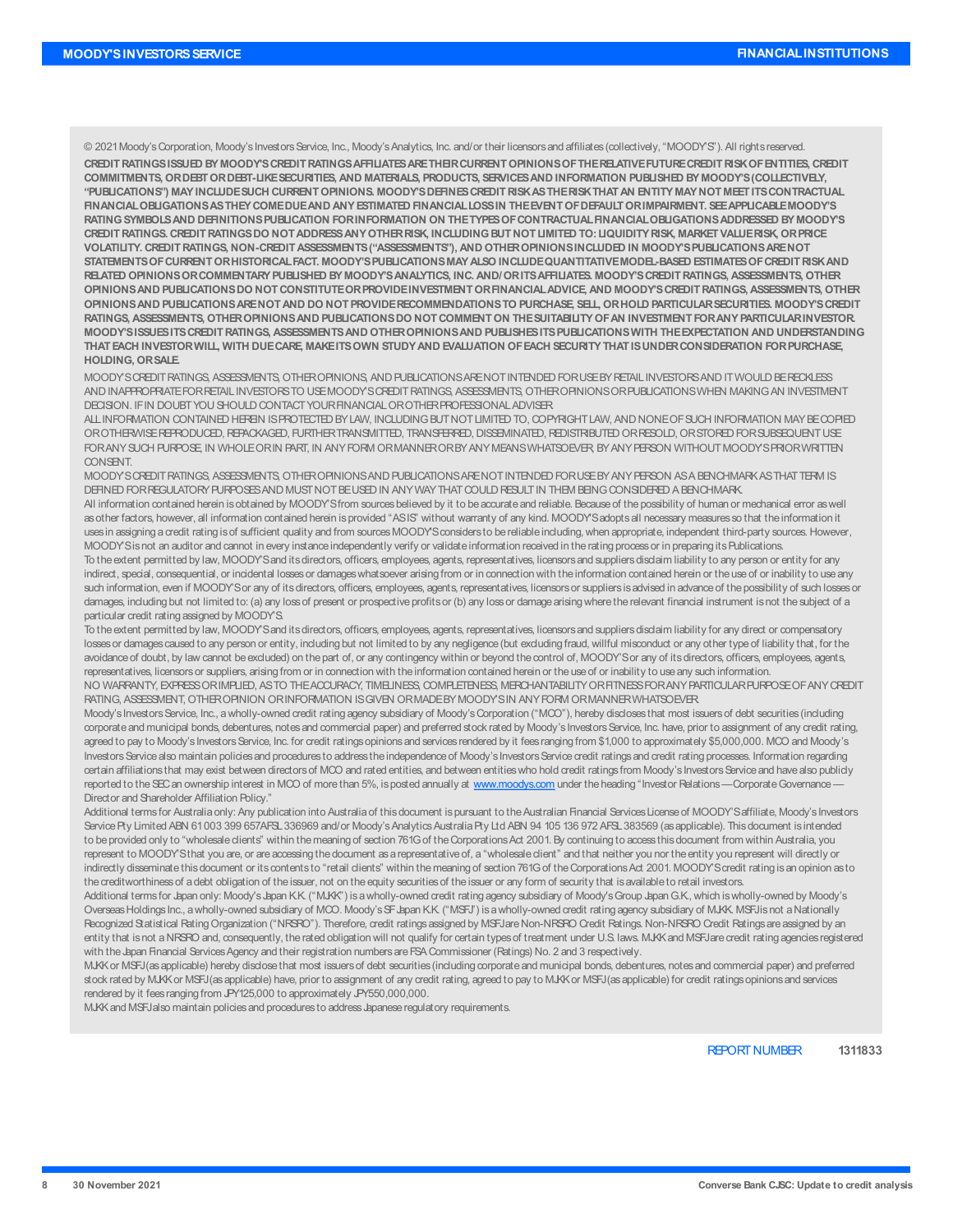© 2021 Moody's Corporation, Moody's Investors Service, Inc., Moody's Analytics, Inc. and/or their licensors and affiliates (collectively, "MOODY'S"). All rights reserved.

**CREDIT RATINGS ISSUED BY MOODY'S CREDIT RATINGS AFFILIATES ARE THEIR CURRENT OPINIONS OF THE RELATIVE FUTURE CREDIT RISK OF ENTITIES, CREDIT COMMITMENTS, OR DEBT OR DEBT-LIKE SECURITIES, AND MATERIALS, PRODUCTS, SERVICES AND INFORMATION PUBLISHED BY MOODY'S (COLLECTIVELY, "PUBLICATIONS") MAY INCLUDE SUCH CURRENT OPINIONS. MOODY'S DEFINES CREDIT RISK AS THE RISK THAT AN ENTITY MAY NOT MEET ITS CONTRACTUAL FINANCIAL OBLIGATIONS AS THEY COME DUE AND ANY ESTIMATED FINANCIAL LOSS IN THE EVENT OF DEFAULT OR IMPAIRMENT. SEE APPLICABLE MOODY'S RATING SYMBOLS AND DEFINITIONS PUBLICATION FOR INFORMATION ON THE TYPES OF CONTRACTUAL FINANCIAL OBLIGATIONS ADDRESSED BY MOODY'S CREDIT RATINGS. CREDIT RATINGS DO NOT ADDRESS ANY OTHER RISK, INCLUDING BUT NOT LIMITED TO: LIQUIDITY RISK, MARKET VALUE RISK, OR PRICE VOLATILITY. CREDIT RATINGS, NON-CREDIT ASSESSMENTS ("ASSESSMENTS"), AND OTHER OPINIONS INCLUDED IN MOODY'S PUBLICATIONS ARE NOT STATEMENTS OF CURRENT OR HISTORICAL FACT. MOODY'S PUBLICATIONS MAY ALSO INCLUDE QUANTITATIVE MODEL-BASED ESTIMATES OF CREDIT RISK AND RELATED OPINIONS OR COMMENTARY PUBLISHED BY MOODY'S ANALYTICS, INC. AND/OR ITS AFFILIATES. MOODY'S CREDIT RATINGS, ASSESSMENTS, OTHER OPINIONS AND PUBLICATIONS DO NOT CONSTITUTE OR PROVIDE INVESTMENT OR FINANCIAL ADVICE, AND MOODY'S CREDIT RATINGS, ASSESSMENTS, OTHER OPINIONS AND PUBLICATIONS ARE NOT AND DO NOT PROVIDE RECOMMENDATIONS TO PURCHASE, SELL, OR HOLD PARTICULAR SECURITIES. MOODY'S CREDIT RATINGS, ASSESSMENTS, OTHER OPINIONS AND PUBLICATIONS DO NOT COMMENT ON THE SUITABILITY OF AN INVESTMENT FOR ANY PARTICULAR INVESTOR. MOODY'S ISSUES ITS CREDIT RATINGS, ASSESSMENTS AND OTHER OPINIONS AND PUBLISHES ITS PUBLICATIONS WITH THE EXPECTATION AND UNDERSTANDING THAT EACH INVESTOR WILL, WITH DUE CARE, MAKE ITS OWN STUDY AND EVALUATION OF EACH SECURITY THAT IS UNDER CONSIDERATION FOR PURCHASE, HOLDING, OR SALE.**

MOODY'S CREDIT RATINGS, ASSESSMENTS, OTHER OPINIONS, AND PUBLICATIONS ARE NOT INTENDED FOR USE BY RETAIL INVESTORS AND IT WOULD BE RECKLESS AND INAPPROPRIATE FOR RETAIL INVESTORS TO USE MOODY'S CREDIT RATINGS, ASSESSMENTS, OTHER OPINIONS OR PUBLICATIONS WHEN MAKING AN INVESTMENT DECISION. IF IN DOUBT YOU SHOULD CONTACT YOUR FINANCIAL OR OTHER PROFESSIONAL ADVISER.

ALL INFORMATION CONTAINED HEREIN IS PROTECTED BY LAW, INCLUDING BUT NOT LIMITED TO, COPYRIGHT LAW, AND NONE OF SUCH INFORMATION MAY BE COPIED OR OTHERWISE REPRODUCED, REPACKAGED, FURTHER TRANSMITTED, TRANSFERRED, DISSEMINATED, REDISTRIBUTED OR RESOLD, OR STORED FOR SUBSEQUENT USE FOR ANY SUCH PURPOSE, IN WHOLE OR IN PART, IN ANY FORM OR MANNER OR BY ANY MEANS WHATSOEVER, BY ANY PERSON WITHOUT MOODY'S PRIOR WRITTEN CONSENT.

MOODY'S CREDIT RATINGS, ASSESSMENTS, OTHER OPINIONS AND PUBLICATIONS ARE NOT INTENDED FOR USE BY ANY PERSON AS A BENCHMARK AS THAT TERM IS DEFINED FOR REGULATORY PURPOSES AND MUST NOT BE USED IN ANY WAY THAT COULD RESULT IN THEM BEING CONSIDERED A BENCHMARK.

All information contained herein is obtained by MOODY'S from sources believed by it to be accurate and reliable. Because of the possibility of human or mechanical error as well as other factors, however, all information contained herein is provided "AS IS" without warranty of any kind. MOODY'S adopts all necessary measures so that the information it uses in assigning a credit rating is of sufficient quality and from sources MOODY'S considers to be reliable including, when appropriate, independent third-party sources. However, MOODY'S is not an auditor and cannot in every instance independently verify or validate information received in the rating process or in preparing its Publications.

To the extent permitted by law, MOODY'S and its directors, officers, employees, agents, representatives, licensors and suppliers disclaim liability to any person or entity for any indirect, special, consequential, or incidental losses or damages whatsoever arising from or in connection with the information contained herein or the use of or inability to use any such information, even if MOODY'S or any of its directors, officers, employees, agents, representatives, licensors or suppliers is advised in advance of the possibility of such losses or damages, including but not limited to: (a) any loss of present or prospective profits or (b) any loss or damage arising where the relevant financial instrument is not the subject of a particular credit rating assigned by MOODY'S.

To the extent permitted by law, MOODY'S and its directors, officers, employees, agents, representatives, licensors and suppliers disclaim liability for any direct or compensatory losses or damages caused to any person or entity, including but not limited to by any negligence (but excluding fraud, willful misconduct or any other type of liability that, for the avoidance of doubt, by law cannot be excluded) on the part of, or any contingency within or beyond the control of, MOODY'S or any of its directors, officers, employees, agents, representatives, licensors or suppliers, arising from or in connection with the information contained herein or the use of or inability to use any such information.

NO WARRANTY, EXPRESS OR IMPLIED, AS TO THE ACCURACY, TIMELINESS, COMPLETENESS, MERCHANTABILITY OR FITNESS FOR ANY PARTICULAR PURPOSE OF ANY CREDIT RATING, ASSESSMENT, OTHER OPINION OR INFORMATION IS GIVEN OR MADE BY MOODY'S IN ANY FORM OR MANNER WHATSOEVER.

Moody's Investors Service, Inc., a wholly-owned credit rating agency subsidiary of Moody's Corporation ("MCO"), hereby discloses that most issuers of debt securities (including corporate and municipal bonds, debentures, notes and commercial paper) and preferred stock rated by Moody's Investors Service, Inc. have, prior to assignment of any credit rating, agreed to pay to Moody's Investors Service, Inc. for credit ratings opinions and services rendered by it fees ranging from $1,000 to approximately $5,000,000. MCO and Moody's Investors Service also maintain policies and procedures to address the independence of Moody's Investors Service credit ratings and credit rating processes. Information regarding certain affiliations that may exist between directors of MCO and rated entities, and between entities who hold credit ratings from Moody's Investors Service and have also publicly reported to the SEC an ownership interest in MCO of more than 5%, is posted annually at www.moodys.com under the heading "Investor Relations — Corporate Governance — Director and Shareholder Affiliation Policy."

Additional terms for Australia only: Any publication into Australia of this document is pursuant to the Australian Financial Services License of MOODY'S affiliate, Moody's Investors Service Pty Limited ABN 61 003 399 657AFSL 336969 and/or Moody's Analytics Australia Pty Ltd ABN 94 105 136 972 AFSL 383569 (as applicable). This document is intended to be provided only to "wholesale clients" within the meaning of section 761G of the Corporations Act 2001. By continuing to access this document from within Australia, you represent to MOODY'S that you are, or are accessing the document as a representative of, a "wholesale client" and that neither you nor the entity you represent will directly or indirectly disseminate this document or its contents to "retail clients" within the meaning of section 761G of the Corporations Act 2001. MOODY'S credit rating is an opinion as to the creditworthiness of a debt obligation of the issuer, not on the equity securities of the issuer or any form of security that is available to retail investors.

Additional terms for Japan only: Moody's Japan K.K. ("MJKK") is a wholly-owned credit rating agency subsidiary of Moody's Group Japan G.K., which is wholly-owned by Moody's Overseas Holdings Inc., a wholly-owned subsidiary of MCO. Moody's SF Japan K.K. ("MSFJ") is a wholly-owned credit rating agency subsidiary of MJKK. MSFJ is not a Nationally Recognized Statistical Rating Organization ("NRSRO"). Therefore, credit ratings assigned by MSFJ are Non-NRSRO Credit Ratings. Non-NRSRO Credit Ratings are assigned by an entity that is not a NRSRO and, consequently, the rated obligation will not qualify for certain types of treatment under U.S. laws. MJKK and MSFJ are credit rating agencies registered with the Japan Financial Services Agency and their registration numbers are FSA Commissioner (Ratings) No. 2 and 3 respectively.

MJKK or MSFJ (as applicable) hereby disclose that most issuers of debt securities (including corporate and municipal bonds, debentures, notes and commercial paper) and preferred stock rated by MJKK or MSFJ (as applicable) have, prior to assignment of any credit rating, agreed to pay to MJKK or MSFJ (as applicable) for credit ratings opinions and services rendered by it fees ranging from JPY125,000 to approximately JPY550,000,000.

MJKK and MSFJ also maintain policies and procedures to address Japanese regulatory requirements.

REPORT NUMBER **1311833**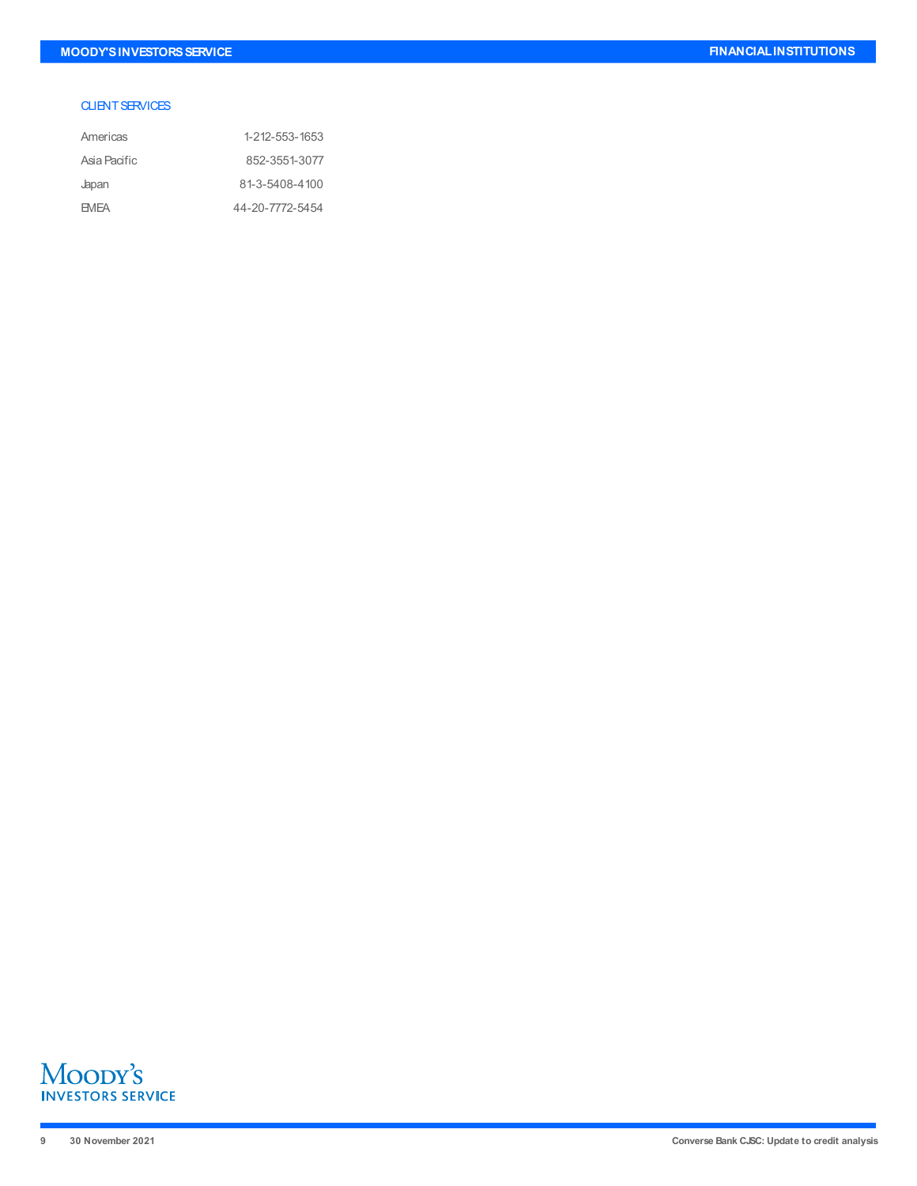CLIENT SERVICES

| | |
|---|---|
| Americas | 1-212-553-1653 |
| Asia Pacific | 852-3551-3077 |
| Japan | 81-3-5408-4100 |
| EMEA | 44-20-7772-5454 |